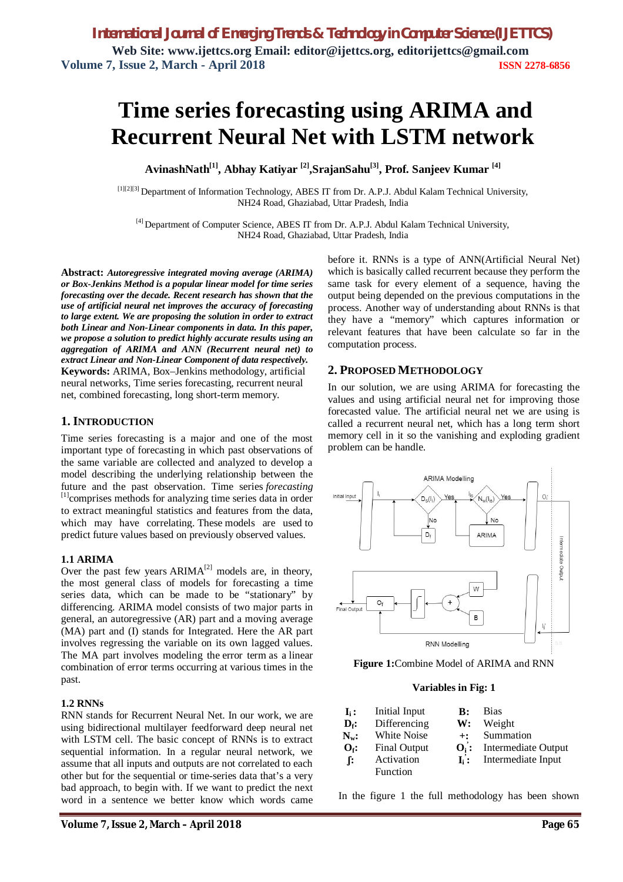# Time series forecasting using ARIMA and Recurrent Neural Net with LSTM network

**AvinashNath[1], Abhay Katiyar [2],SrajanSahu[3], Prof. Sanjeev Kumar [4]**

[1][2][3] Department of Information Technology, ABES IT from Dr. A.P.J. Abdul Kalam Technical University, NH24 Road, Ghaziabad, Uttar Pradesh, India

[4] Department of Computer Science, ABES IT from Dr. A.P.J. Abdul Kalam Technical University, NH24 Road, Ghaziabad, Uttar Pradesh, India

**Abstract:** ***Autoregressive integrated moving average (ARIMA) or Box-Jenkins Method is a popular linear model for time series forecasting over the decade. Recent research has shown that the use of artificial neural net improves the accuracy of forecasting to large extent. We are proposing the solution in order to extract both Linear and Non-Linear components in data. In this paper, we propose a solution to predict highly accurate results using an aggregation of ARIMA and ANN (Recurrent neural net) to extract Linear and Non-Linear Component of data respectively.***

**Keywords:** ARIMA, Box–Jenkins methodology, artificial neural networks, Time series forecasting, recurrent neural net, combined forecasting, long short-term memory.

## 1. INTRODUCTION

Time series forecasting is a major and one of the most important type of forecasting in which past observations of the same variable are collected and analyzed to develop a model describing the underlying relationship between the future and the past observation. Time series *forecasting* [1]comprises methods for analyzing time series data in order to extract meaningful statistics and features from the data, which may have correlating. These models are used to predict future values based on previously observed values.

### 1.1 ARIMA

Over the past few years ARIMA[2] models are, in theory, the most general class of models for forecasting a time series data, which can be made to be "stationary" by differencing. ARIMA model consists of two major parts in general, an autoregressive (AR) part and a moving average (MA) part and (I) stands for Integrated. Here the AR part involves regressing the variable on its own lagged values. The MA part involves modeling the error term as a linear combination of error terms occurring at various times in the past.

### 1.2 RNNs

RNN stands for Recurrent Neural Net. In our work, we are using bidirectional multilayer feedforward deep neural net with LSTM cell. The basic concept of RNNs is to extract sequential information. In a regular neural network, we assume that all inputs and outputs are not correlated to each other but for the sequential or time-series data that's a very bad approach, to begin with. If we want to predict the next word in a sentence we better know which words came before it. RNNs is a type of ANN(Artificial Neural Net) which is basically called recurrent because they perform the same task for every element of a sequence, having the output being depended on the previous computations in the process. Another way of understanding about RNNs is that they have a "memory" which captures information or relevant features that have been calculate so far in the computation process.

## 2. PROPOSED METHODOLOGY

In our solution, we are using ARIMA for forecasting the values and using artificial neural net for improving those forecasted value. The artificial neural net we are using is called a recurrent neural net, which has a long term short memory cell in it so the vanishing and exploding gradient problem can be handle.

**Figure 1:**Combine Model of ARIMA and RNN

**Variables in Fig: 1**

| | | | |
|---|---|---|---|
| $I_i$: | Initial Input | **B:** | Bias |
| $D_f$: | Differencing | **W:** | Weight |
| $N_w$: | White Noise | **+:** | Summation |
| $O_f$: | Final Output | $O_i'$: | Intermediate Output |
| **∫:** | Activation Function | $I_i'$: | Intermediate Input |

In the figure 1 the full methodology has been shown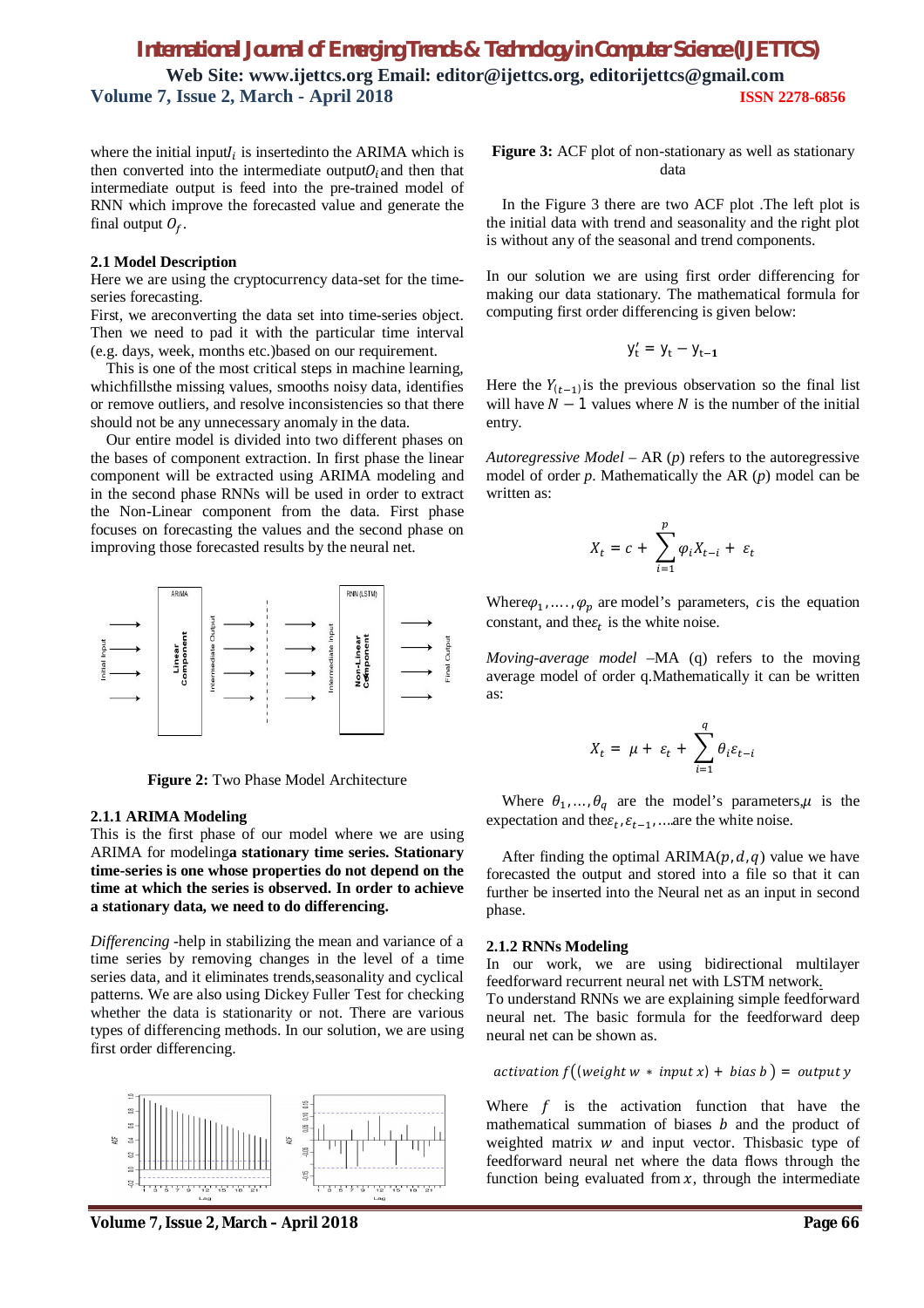where the initial input$I_i$ is insertedinto the ARIMA which is then converted into the intermediate output$O_i$and then that intermediate output is feed into the pre-trained model of RNN which improve the forecasted value and generate the final output $O_f$.

### 2.1 Model Description

Here we are using the cryptocurrency data-set for the time-series forecasting.

First, we areconverting the data set into time-series object. Then we need to pad it with the particular time interval (e.g. days, week, months etc.)based on our requirement.

This is one of the most critical steps in machine learning, whichfillsthe missing values, smooths noisy data, identifies or remove outliers, and resolve inconsistencies so that there should not be any unnecessary anomaly in the data.

Our entire model is divided into two different phases on the bases of component extraction. In first phase the linear component will be extracted using ARIMA modeling and in the second phase RNNs will be used in order to extract the Non-Linear component from the data. First phase focuses on forecasting the values and the second phase on improving those forecasted results by the neural net.

**Figure 2:** Two Phase Model Architecture

#### 2.1.1 ARIMA Modeling

This is the first phase of our model where we are using ARIMA for modeling**a stationary time series. Stationary time-series is one whose properties do not depend on the time at which the series is observed. In order to achieve a stationary data, we need to do differencing.**

*Differencing* -help in stabilizing the mean and variance of a time series by removing changes in the level of a time series data, and it eliminates trends,seasonality and cyclical patterns. We are also using Dickey Fuller Test for checking whether the data is stationarity or not. There are various types of differencing methods. In our solution, we are using first order differencing.

**Figure 3:** ACF plot of non-stationary as well as stationary data

In the Figure 3 there are two ACF plot .The left plot is the initial data with trend and seasonality and the right plot is without any of the seasonal and trend components.

In our solution we are using first order differencing for making our data stationary. The mathematical formula for computing first order differencing is given below:

$$y'_t = y_t - y_{t-1}$$

Here the $Y_{(t-1)}$is the previous observation so the final list will have $N-1$ values where $N$ is the number of the initial entry.

*Autoregressive Model* – AR (*p*) refers to the autoregressive model of order *p*. Mathematically the AR (*p*) model can be written as:

$$X_t = c + \sum_{i=1}^{p} \varphi_i X_{t-i} + \varepsilon_t$$

Where$\varphi_1, \ldots, \varphi_p$ are model's parameters, $c$is the equation constant, and the$\varepsilon_t$ is the white noise.

*Moving-average model* –MA (q) refers to the moving average model of order q.Mathematically it can be written as:

$$X_t = \mu + \varepsilon_t + \sum_{i=1}^{q} \theta_i \varepsilon_{t-i}$$

Where $\theta_1, \ldots, \theta_q$ are the model's parameters,$\mu$ is the expectation and the$\varepsilon_t, \varepsilon_{t-1}, \ldots$are the white noise.

After finding the optimal ARIMA$(p, d, q)$ value we have forecasted the output and stored into a file so that it can further be inserted into the Neural net as an input in second phase.

#### 2.1.2 RNNs Modeling

In our work, we are using bidirectional multilayer feedforward recurrent neural net with LSTM network.

To understand RNNs we are explaining simple feedforward neural net. The basic formula for the feedforward deep neural net can be shown as.

$$activation\ f\big((weight\ w * input\ x) + bias\ b\big) = output\ y$$

Where $f$ is the activation function that have the mathematical summation of biases $b$ and the product of weighted matrix $w$ and input vector. Thisbasic type of feedforward neural net where the data flows through the function being evaluated from $x$, through the intermediate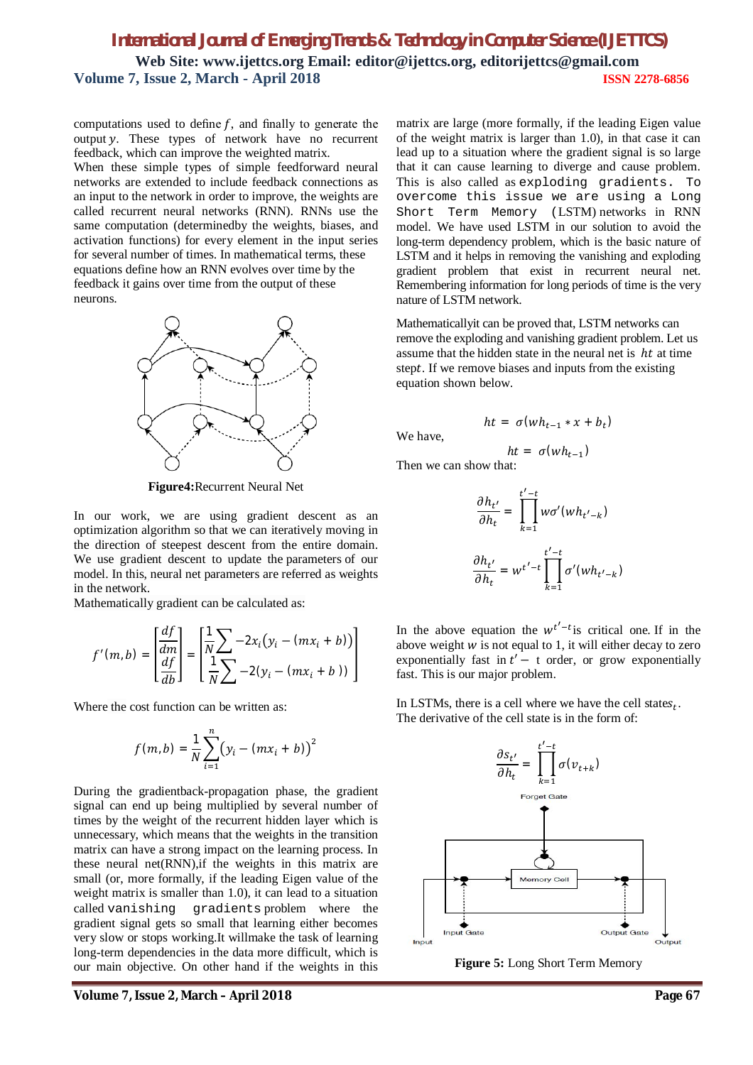computations used to define $f$, and finally to generate the output $y$. These types of network have no recurrent feedback, which can improve the weighted matrix.

When these simple types of simple feedforward neural networks are extended to include feedback connections as an input to the network in order to improve, the weights are called recurrent neural networks (RNN). RNNs use the same computation (determinedby the weights, biases, and activation functions) for every element in the input series for several number of times. In mathematical terms, these equations define how an RNN evolves over time by the feedback it gains over time from the output of these neurons.

**Figure4:** Recurrent Neural Net

In our work, we are using gradient descent as an optimization algorithm so that we can iteratively moving in the direction of steepest descent from the entire domain. We use gradient descent to update the parameters of our model. In this, neural net parameters are referred as weights in the network.

Mathematically gradient can be calculated as:

$$f'(m,b) = \begin{bmatrix} \frac{df}{dm} \\ \frac{df}{db} \end{bmatrix} = \begin{bmatrix} \frac{1}{N}\sum -2x_i(y_i - (mx_i + b)) \\ \frac{1}{N}\sum -2(y_i - (mx_i + b)) \end{bmatrix}$$

Where the cost function can be written as:

$$f(m,b) = \frac{1}{N}\sum_{i=1}^{n}(y_i - (mx_i + b))^2$$

During the gradientback-propagation phase, the gradient signal can end up being multiplied by several number of times by the weight of the recurrent hidden layer which is unnecessary, which means that the weights in the transition matrix can have a strong impact on the learning process. In these neural net(RNN),if the weights in this matrix are small (or, more formally, if the leading Eigen value of the weight matrix is smaller than 1.0), it can lead to a situation called `vanishing gradients` problem where the gradient signal gets so small that learning either becomes very slow or stops working.It willmake the task of learning long-term dependencies in the data more difficult, which is our main objective. On other hand if the weights in this matrix are large (more formally, if the leading Eigen value of the weight matrix is larger than 1.0), in that case it can lead up to a situation where the gradient signal is so large that it can cause learning to diverge and cause problem. This is also called as `exploding gradients. To overcome this issue we are using a Long Short Term Memory` (LSTM) networks in RNN model. We have used LSTM in our solution to avoid the long-term dependency problem, which is the basic nature of LSTM and it helps in removing the vanishing and exploding gradient problem that exist in recurrent neural net. Remembering information for long periods of time is the very nature of LSTM network.

Mathematicallyit can be proved that, LSTM networks can remove the exploding and vanishing gradient problem. Let us assume that the hidden state in the neural net is $ht$ at time step$t$. If we remove biases and inputs from the existing equation shown below.

$$ht = \sigma(wh_{t-1} * x + b_t)$$

We have,

$$ht = \sigma(wh_{t-1})$$

Then we can show that:

$$\frac{\partial h_{t'}}{\partial h_t} = \prod_{k=1}^{t'-t} w\sigma'(wh_{t'-k})$$

$$\frac{\partial h_{t'}}{\partial h_t} = w^{t'-t}\prod_{k=1}^{t'-t} \sigma'(wh_{t'-k})$$

In the above equation the $w^{t'-t}$is critical one. If in the above weight $w$ is not equal to 1, it will either decay to zero exponentially fast in $t' -$ t order, or grow exponentially fast. This is our major problem.

In LSTMs, there is a cell where we have the cell states$_t$. The derivative of the cell state is in the form of:

$$\frac{\partial s_{t'}}{\partial h_t} = \prod_{k=1}^{t'-t} \sigma(v_{t+k})$$

**Figure 5:** Long Short Term Memory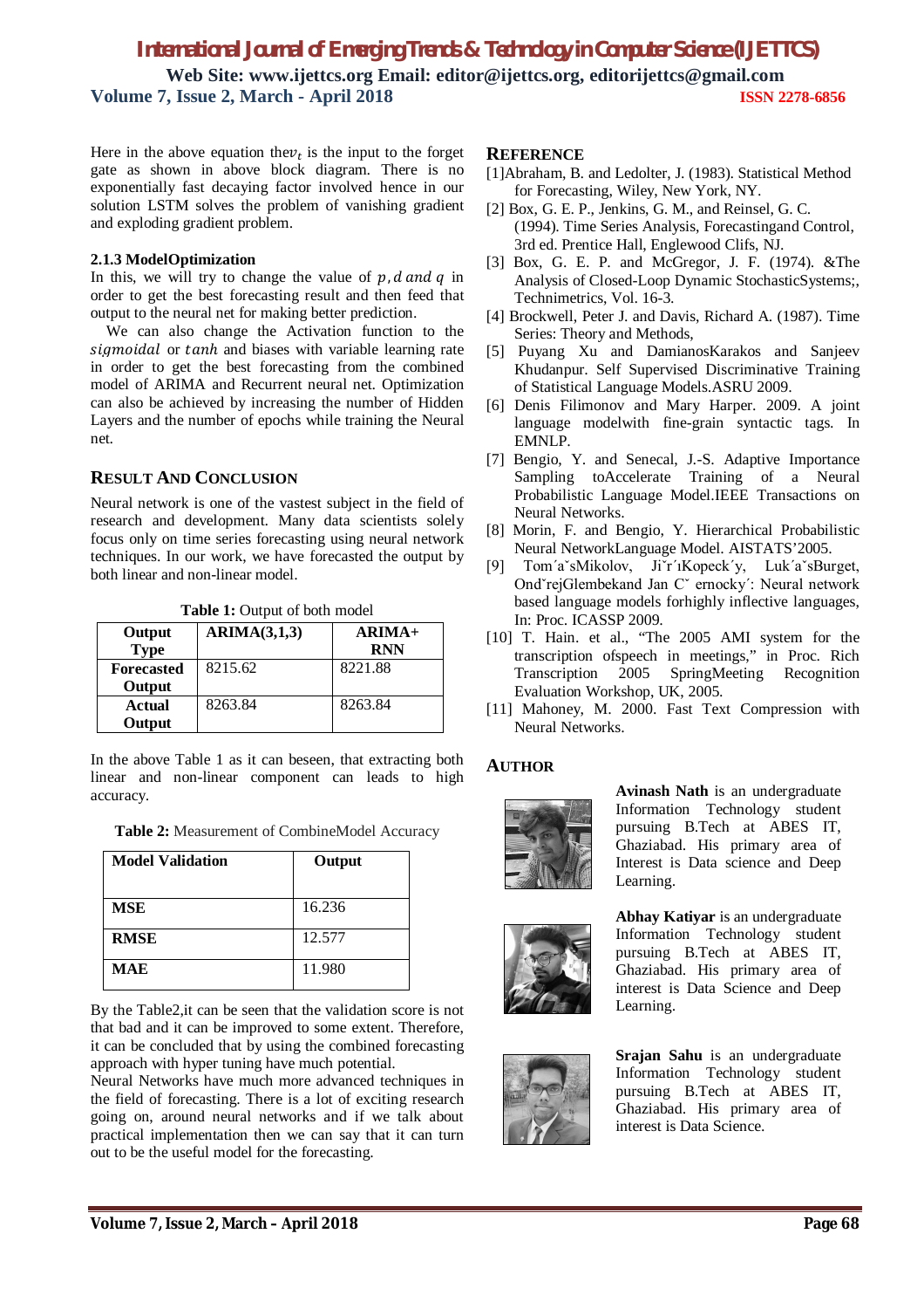Here in the above equation the $v_t$ is the input to the forget gate as shown in above block diagram. There is no exponentially fast decaying factor involved hence in our solution LSTM solves the problem of vanishing gradient and exploding gradient problem.

#### 2.1.3 ModelOptimization

In this, we will try to change the value of $p, d$ and $q$ in order to get the best forecasting result and then feed that output to the neural net for making better prediction.

We can also change the Activation function to the $sigmoidal$ or $tanh$ and biases with variable learning rate in order to get the best forecasting from the combined model of ARIMA and Recurrent neural net. Optimization can also be achieved by increasing the number of Hidden Layers and the number of epochs while training the Neural net.

## RESULT AND CONCLUSION

Neural network is one of the vastest subject in the field of research and development. Many data scientists solely focus only on time series forecasting using neural network techniques. In our work, we have forecasted the output by both linear and non-linear model.

**Table 1:** Output of both model

| Output Type | ARIMA(3,1,3) | ARIMA+ RNN |
|---|---|---|
| **Forecasted Output** | 8215.62 | 8221.88 |
| **Actual Output** | 8263.84 | 8263.84 |

In the above Table 1 as it can beseen, that extracting both linear and non-linear component can leads to high accuracy.

**Table 2:** Measurement of CombineModel Accuracy

| Model Validation | Output |
|---|---|
| **MSE** | 16.236 |
| **RMSE** | 12.577 |
| **MAE** | 11.980 |

By the Table2,it can be seen that the validation score is not that bad and it can be improved to some extent. Therefore, it can be concluded that by using the combined forecasting approach with hyper tuning have much potential.
Neural Networks have much more advanced techniques in the field of forecasting. There is a lot of exciting research going on, around neural networks and if we talk about practical implementation then we can say that it can turn out to be the useful model for the forecasting.

## REFERENCE

[1]Abraham, B. and Ledolter, J. (1983). Statistical Method for Forecasting, Wiley, New York, NY.

[2] Box, G. E. P., Jenkins, G. M., and Reinsel, G. C. (1994). Time Series Analysis, Forecastingand Control, 3rd ed. Prentice Hall, Englewood Clifs, NJ.

[3] Box, G. E. P. and McGregor, J. F. (1974). &The Analysis of Closed-Loop Dynamic StochasticSystems;, Technimetrics, Vol. 16-3.

[4] Brockwell, Peter J. and Davis, Richard A. (1987). Time Series: Theory and Methods,

[5] Puyang Xu and DamianosKarakos and Sanjeev Khudanpur. Self Supervised Discriminative Training of Statistical Language Models.ASRU 2009.

[6] Denis Filimonov and Mary Harper. 2009. A joint language modelwith fine-grain syntactic tags. In EMNLP.

[7] Bengio, Y. and Senecal, J.-S. Adaptive Importance Sampling toAccelerate Training of a Neural Probabilistic Language Model.IEEE Transactions on Neural Networks.

[8] Morin, F. and Bengio, Y. Hierarchical Probabilistic Neural NetworkLanguage Model. AISTATS'2005.

[9] Tom´aˇsMikolov, Jiˇr´ıKopeck´y, Luk´aˇsBurget, OndˇrejGlembekand Jan Cˇ ernocky´: Neural network based language models forhighly inflective languages, In: Proc. ICASSP 2009.

[10] T. Hain. et al., "The 2005 AMI system for the transcription ofspeech in meetings," in Proc. Rich Transcription 2005 SpringMeeting Recognition Evaluation Workshop, UK, 2005.

[11] Mahoney, M. 2000. Fast Text Compression with Neural Networks.

## AUTHOR

**Avinash Nath** is an undergraduate Information Technology student pursuing B.Tech at ABES IT, Ghaziabad. His primary area of Interest is Data science and Deep Learning.

**Abhay Katiyar** is an undergraduate Information Technology student pursuing B.Tech at ABES IT, Ghaziabad. His primary area of interest is Data Science and Deep Learning.

**Srajan Sahu** is an undergraduate Information Technology student pursuing B.Tech at ABES IT, Ghaziabad. His primary area of interest is Data Science.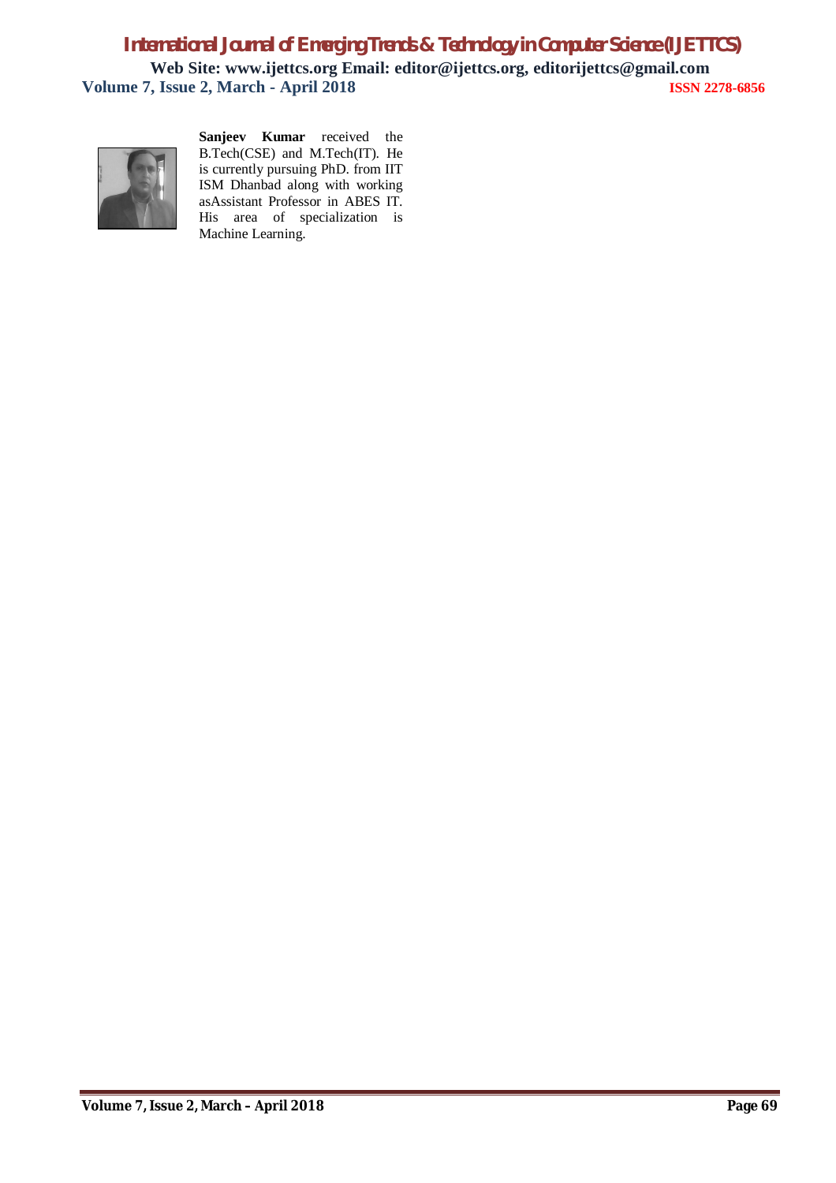**Sanjeev Kumar** received the B.Tech(CSE) and M.Tech(IT). He is currently pursuing PhD. from IIT ISM Dhanbad along with working asAssistant Professor in ABES IT. His area of specialization is Machine Learning.